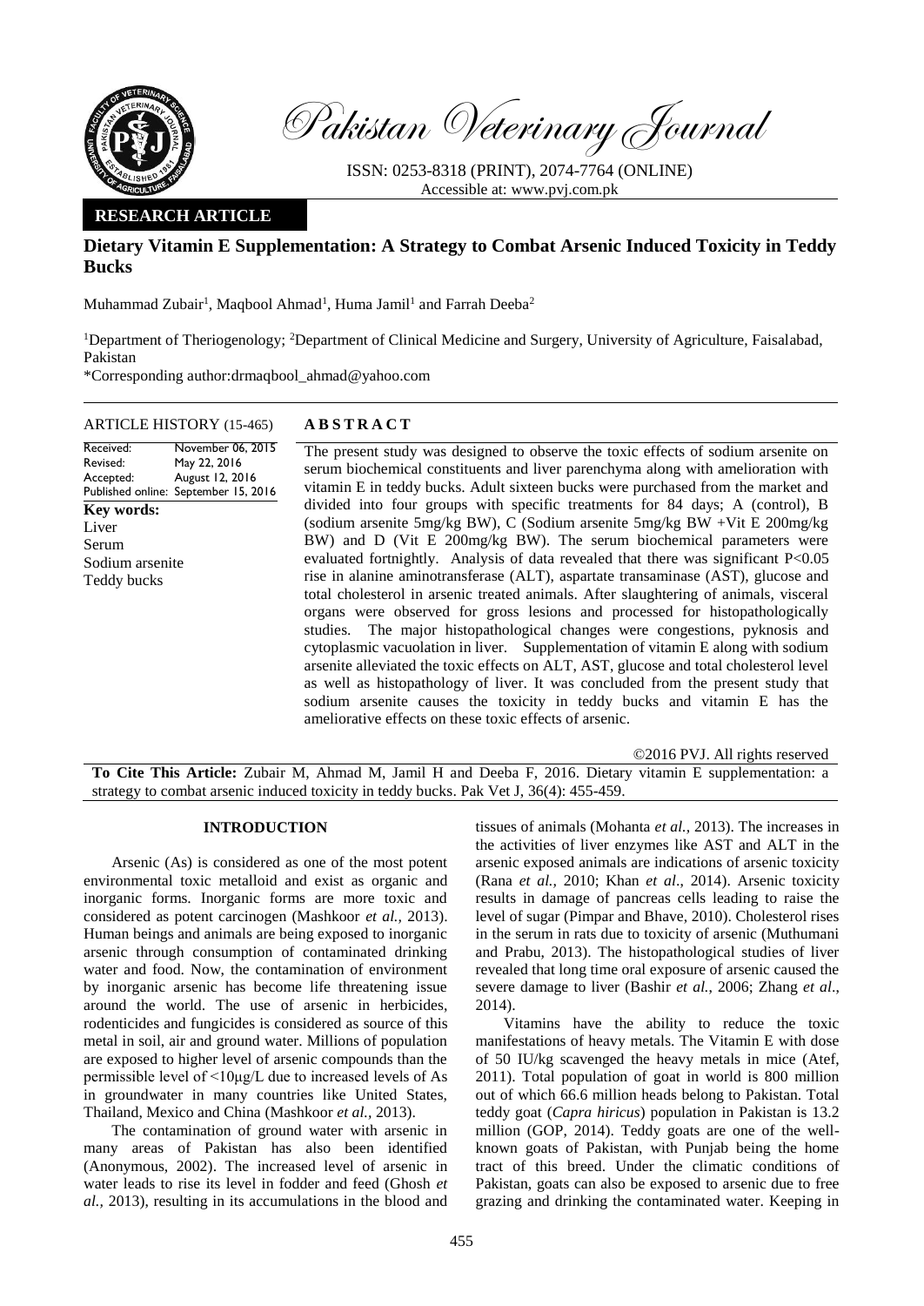Pakistan Veterinary Journal

ISSN: 0253-8318 (PRINT), 2074-7764 (ONLINE)
Accessible at: www.pvj.com.pk

**RESEARCH ARTICLE**

# Dietary Vitamin E Supplementation: A Strategy to Combat Arsenic Induced Toxicity in Teddy Bucks

Muhammad Zubair[1], Maqbool Ahmad[1], Huma Jamil[1] and Farrah Deeba[2]

[1]Department of Theriogenology; [2]Department of Clinical Medicine and Surgery, University of Agriculture, Faisalabad, Pakistan

*Corresponding author:drmaqbool_ahmad@yahoo.com

ARTICLE HISTORY (15-465)

Received: November 06, 2015
Revised: May 22, 2016
Accepted: August 12, 2016
Published online: September 15, 2016

**Key words:**
Liver
Serum
Sodium arsenite
Teddy bucks

## ABSTRACT

The present study was designed to observe the toxic effects of sodium arsenite on serum biochemical constituents and liver parenchyma along with amelioration with vitamin E in teddy bucks. Adult sixteen bucks were purchased from the market and divided into four groups with specific treatments for 84 days; A (control), B (sodium arsenite 5mg/kg BW), C (Sodium arsenite 5mg/kg BW +Vit E 200mg/kg BW) and D (Vit E 200mg/kg BW). The serum biochemical parameters were evaluated fortnightly. Analysis of data revealed that there was significant $P<0.05$ rise in alanine aminotransferase (ALT), aspartate transaminase (AST), glucose and total cholesterol in arsenic treated animals. After slaughtering of animals, visceral organs were observed for gross lesions and processed for histopathologically studies. The major histopathological changes were congestions, pyknosis and cytoplasmic vacuolation in liver. Supplementation of vitamin E along with sodium arsenite alleviated the toxic effects on ALT, AST, glucose and total cholesterol level as well as histopathology of liver. It was concluded from the present study that sodium arsenite causes the toxicity in teddy bucks and vitamin E has the ameliorative effects on these toxic effects of arsenic.

©2016 PVJ. All rights reserved

**To Cite This Article:** Zubair M, Ahmad M, Jamil H and Deeba F, 2016. Dietary vitamin E supplementation: a strategy to combat arsenic induced toxicity in teddy bucks. Pak Vet J, 36(4): 455-459.

## INTRODUCTION

Arsenic (As) is considered as one of the most potent environmental toxic metalloid and exist as organic and inorganic forms. Inorganic forms are more toxic and considered as potent carcinogen (Mashkoor *et al.,* 2013). Human beings and animals are being exposed to inorganic arsenic through consumption of contaminated drinking water and food. Now, the contamination of environment by inorganic arsenic has become life threatening issue around the world. The use of arsenic in herbicides, rodenticides and fungicides is considered as source of this metal in soil, air and ground water. Millions of population are exposed to higher level of arsenic compounds than the permissible level of <10μg/L due to increased levels of As in groundwater in many countries like United States, Thailand, Mexico and China (Mashkoor *et al.,* 2013).

The contamination of ground water with arsenic in many areas of Pakistan has also been identified (Anonymous, 2002). The increased level of arsenic in water leads to rise its level in fodder and feed (Ghosh *et al.,* 2013), resulting in its accumulations in the blood and tissues of animals (Mohanta *et al.,* 2013). The increases in the activities of liver enzymes like AST and ALT in the arsenic exposed animals are indications of arsenic toxicity (Rana *et al.,* 2010; Khan *et al*., 2014). Arsenic toxicity results in damage of pancreas cells leading to raise the level of sugar (Pimpar and Bhave, 2010). Cholesterol rises in the serum in rats due to toxicity of arsenic (Muthumani and Prabu, 2013). The histopathological studies of liver revealed that long time oral exposure of arsenic caused the severe damage to liver (Bashir *et al.,* 2006; Zhang *et al*., 2014).

Vitamins have the ability to reduce the toxic manifestations of heavy metals. The Vitamin E with dose of 50 IU/kg scavenged the heavy metals in mice (Atef, 2011). Total population of goat in world is 800 million out of which 66.6 million heads belong to Pakistan. Total teddy goat (*Capra hiricus*) population in Pakistan is 13.2 million (GOP, 2014). Teddy goats are one of the well-known goats of Pakistan, with Punjab being the home tract of this breed. Under the climatic conditions of Pakistan, goats can also be exposed to arsenic due to free grazing and drinking the contaminated water. Keeping in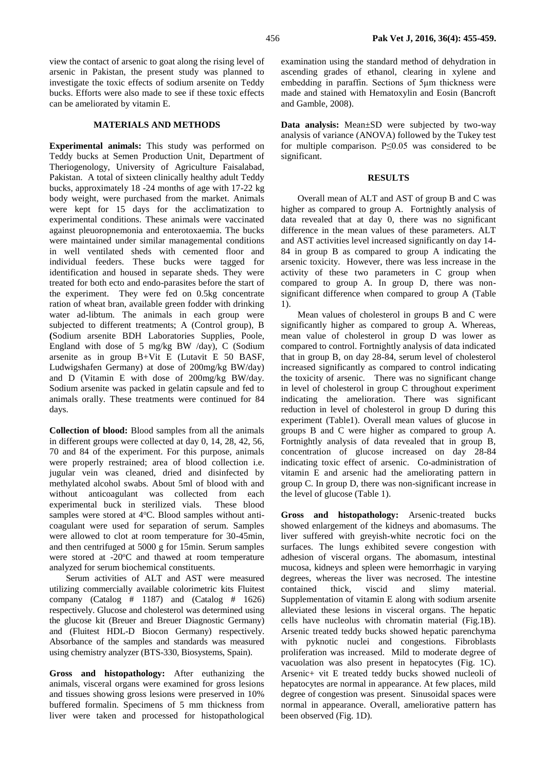view the contact of arsenic to goat along the rising level of arsenic in Pakistan, the present study was planned to investigate the toxic effects of sodium arsenite on Teddy bucks. Efforts were also made to see if these toxic effects can be ameliorated by vitamin E.

## MATERIALS AND METHODS

**Experimental animals:** This study was performed on Teddy bucks at Semen Production Unit, Department of Theriogenology, University of Agriculture Faisalabad, Pakistan. A total of sixteen clinically healthy adult Teddy bucks, approximately 18 -24 months of age with 17-22 kg body weight, were purchased from the market. Animals were kept for 15 days for the acclimatization to experimental conditions. These animals were vaccinated against pleuoropnemonia and enterotoxaemia. The bucks were maintained under similar managemental conditions in well ventilated sheds with cemented floor and individual feeders. These bucks were tagged for identification and housed in separate sheds. They were treated for both ecto and endo-parasites before the start of the experiment. They were fed on 0.5kg concentrate ration of wheat bran, available green fodder with drinking water ad-libtum. The animals in each group were subjected to different treatments; A (Control group), B (Sodium arsenite BDH Laboratories Supplies, Poole, England with dose of 5 mg/kg BW /day), C (Sodium arsenite as in group B+Vit E (Lutavit E 50 BASF, Ludwigshafen Germany) at dose of 200mg/kg BW/day) and D (Vitamin E with dose of 200mg/kg BW/day. Sodium arsenite was packed in gelatin capsule and fed to animals orally. These treatments were continued for 84 days.

**Collection of blood:** Blood samples from all the animals in different groups were collected at day 0, 14, 28, 42, 56, 70 and 84 of the experiment. For this purpose, animals were properly restrained; area of blood collection i.e. jugular vein was cleaned, dried and disinfected by methylated alcohol swabs. About 5ml of blood with and without anticoagulant was collected from each experimental buck in sterilized vials. These blood samples were stored at 4°C. Blood samples without anti-coagulant were used for separation of serum. Samples were allowed to clot at room temperature for 30-45min, and then centrifuged at 5000 g for 15min. Serum samples were stored at -20°C and thawed at room temperature analyzed for serum biochemical constituents.

Serum activities of ALT and AST were measured utilizing commercially available colorimetric kits Fluitest company (Catalog # 1187) and (Catalog # 1626) respectively. Glucose and cholesterol was determined using the glucose kit (Breuer and Breuer Diagnostic Germany) and (Fluitest HDL-D Biocon Germany) respectively. Absorbance of the samples and standards was measured using chemistry analyzer (BTS-330, Biosystems, Spain).

**Gross and histopathology:** After euthanizing the animals, visceral organs were examined for gross lesions and tissues showing gross lesions were preserved in 10% buffered formalin. Specimens of 5 mm thickness from liver were taken and processed for histopathological examination using the standard method of dehydration in ascending grades of ethanol, clearing in xylene and embedding in paraffin. Sections of 5µm thickness were made and stained with Hematoxylin and Eosin (Bancroft and Gamble, 2008).

**Data analysis:** Mean±SD were subjected by two-way analysis of variance (ANOVA) followed by the Tukey test for multiple comparison. $P \leq 0.05$ was considered to be significant.

## RESULTS

Overall mean of ALT and AST of group B and C was higher as compared to group A. Fortnightly analysis of data revealed that at day 0, there was no significant difference in the mean values of these parameters. ALT and AST activities level increased significantly on day 14-84 in group B as compared to group A indicating the arsenic toxicity. However, there was less increase in the activity of these two parameters in C group when compared to group A. In group D, there was non-significant difference when compared to group A (Table 1).

Mean values of cholesterol in groups B and C were significantly higher as compared to group A. Whereas, mean value of cholesterol in group D was lower as compared to control. Fortnightly analysis of data indicated that in group B, on day 28-84, serum level of cholesterol increased significantly as compared to control indicating the toxicity of arsenic. There was no significant change in level of cholesterol in group C throughout experiment indicating the amelioration. There was significant reduction in level of cholesterol in group D during this experiment (Table1). Overall mean values of glucose in groups B and C were higher as compared to group A. Fortnightly analysis of data revealed that in group B, concentration of glucose increased on day 28-84 indicating toxic effect of arsenic. Co-administration of vitamin E and arsenic had the ameliorating pattern in group C. In group D, there was non-significant increase in the level of glucose (Table 1).

**Gross and histopathology:** Arsenic-treated bucks showed enlargement of the kidneys and abomasums. The liver suffered with greyish-white necrotic foci on the surfaces. The lungs exhibited severe congestion with adhesion of visceral organs. The abomasum, intestinal mucosa, kidneys and spleen were hemorrhagic in varying degrees, whereas the liver was necrosed. The intestine contained thick, viscid and slimy material. Supplementation of vitamin E along with sodium arsenite alleviated these lesions in visceral organs. The hepatic cells have nucleolus with chromatin material (Fig.1B). Arsenic treated teddy bucks showed hepatic parenchyma with pyknotic nuclei and congestions. Fibroblasts proliferation was increased. Mild to moderate degree of vacuolation was also present in hepatocytes (Fig. 1C). Arsenic+ vit E treated teddy bucks showed nucleoli of hepatocytes are normal in appearance. At few places, mild degree of congestion was present. Sinusoidal spaces were normal in appearance. Overall, ameliorative pattern has been observed (Fig. 1D).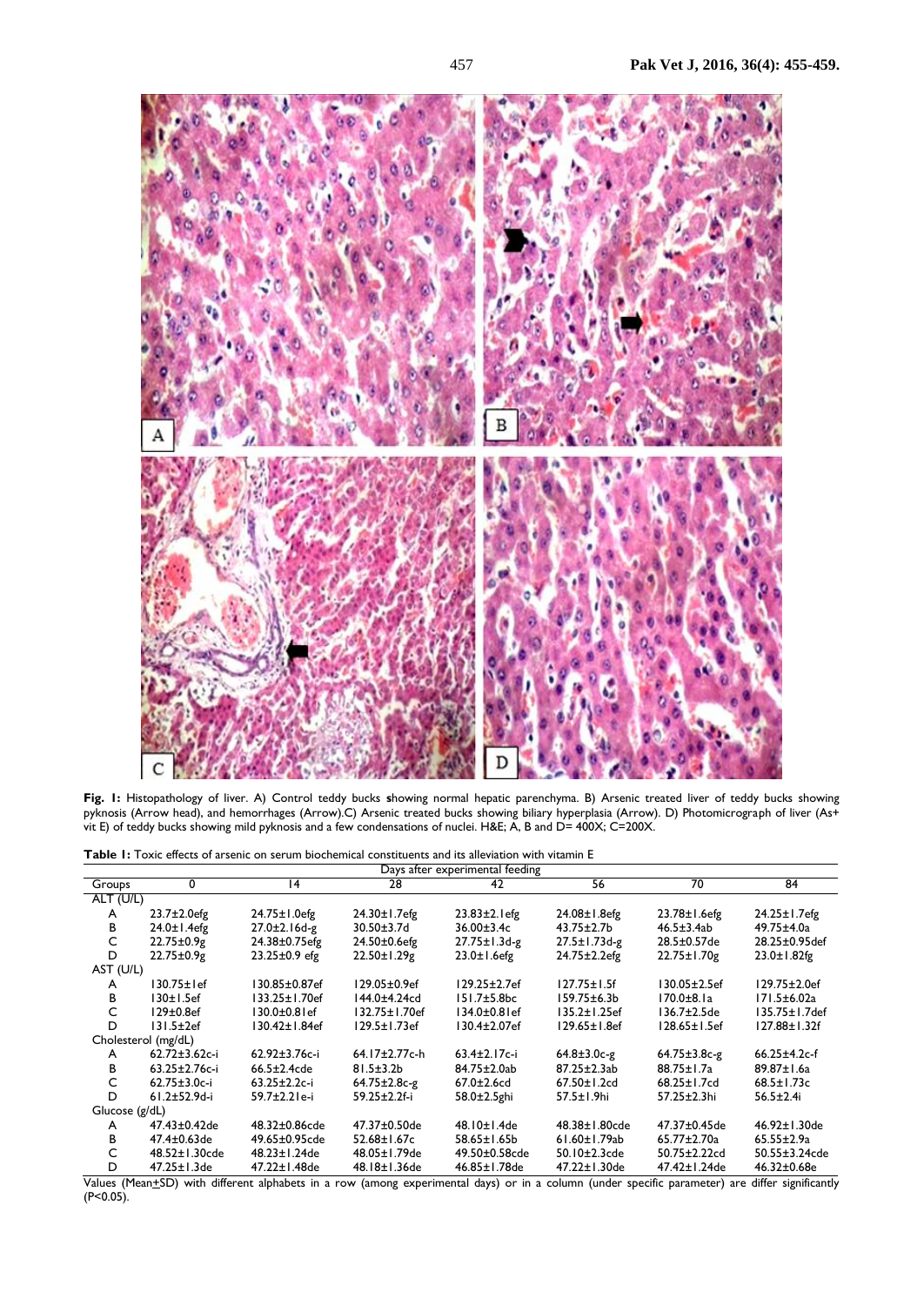**Fig. 1:** Histopathology of liver. A) Control teddy bucks showing normal hepatic parenchyma. B) Arsenic treated liver of teddy bucks showing pyknosis (Arrow head), and hemorrhages (Arrow).C) Arsenic treated bucks showing biliary hyperplasia (Arrow). D) Photomicrograph of liver (As+ vit E) of teddy bucks showing mild pyknosis and a few condensations of nuclei. H&E; A, B and D= 400X; C=200X.

**Table 1:** Toxic effects of arsenic on serum biochemical constituents and its alleviation with vitamin E

| | Days after experimental feeding | | | | | | |
|---|---|---|---|---|---|---|---|
| Groups | 0 | 14 | 28 | 42 | 56 | 70 | 84 |
| ALT (U/L) | | | | | | | |
| A | 23.7±2.0efg | 24.75±1.0efg | 24.30±1.7efg | 23.83±2.1efg | 24.08±1.8efg | 23.78±1.6efg | 24.25±1.7efg |
| B | 24.0±1.4efg | 27.0±2.16d-g | 30.50±3.7d | 36.00±3.4c | 43.75±2.7b | 46.5±3.4ab | 49.75±4.0a |
| C | 22.75±0.9g | 24.38±0.75efg | 24.50±0.6efg | 27.75±1.3d-g | 27.5±1.73d-g | 28.5±0.57de | 28.25±0.95def |
| D | 22.75±0.9g | 23.25±0.9 efg | 22.50±1.29g | 23.0±1.6efg | 24.75±2.2efg | 22.75±1.70g | 23.0±1.82fg |
| AST (U/L) | | | | | | | |
| A | 130.75±1ef | 130.85±0.87ef | 129.05±0.9ef | 129.25±2.7ef | 127.75±1.5f | 130.05±2.5ef | 129.75±2.0ef |
| B | 130±1.5ef | 133.25±1.70ef | 144.0±4.24cd | 151.7±5.8bc | 159.75±6.3b | 170.0±8.1a | 171.5±6.02a |
| C | 129±0.8ef | 130.0±0.81ef | 132.75±1.70ef | 134.0±0.81ef | 135.2±1.25ef | 136.7±2.5de | 135.75±1.7def |
| D | 131.5±2ef | 130.42±1.84ef | 129.5±1.73ef | 130.4±2.07ef | 129.65±1.8ef | 128.65±1.5ef | 127.88±1.32f |
| Cholesterol (mg/dL) | | | | | | | |
| A | 62.72±3.62c-i | 62.92±3.76c-i | 64.17±2.77c-h | 63.4±2.17c-i | 64.8±3.0c-g | 64.75±3.8c-g | 66.25±4.2c-f |
| B | 63.25±2.76c-i | 66.5±2.4cde | 81.5±3.2b | 84.75±2.0ab | 87.25±2.3ab | 88.75±1.7a | 89.87±1.6a |
| C | 62.75±3.0c-i | 63.25±2.2c-i | 64.75±2.8c-g | 67.0±2.6cd | 67.50±1.2cd | 68.25±1.7cd | 68.5±1.73c |
| D | 61.2±52.9d-i | 59.7±2.21e-i | 59.25±2.2f-i | 58.0±2.5ghi | 57.5±1.9hi | 57.25±2.3hi | 56.5±2.4i |
| Glucose (g/dL) | | | | | | | |
| A | 47.43±0.42de | 48.32±0.86cde | 47.37±0.50de | 48.10±1.4de | 48.38±1.80cde | 47.37±0.45de | 46.92±1.30de |
| B | 47.4±0.63de | 49.65±0.95cde | 52.68±1.67c | 58.65±1.65b | 61.60±1.79ab | 65.77±2.70a | 65.55±2.9a |
| C | 48.52±1.30cde | 48.23±1.24de | 48.05±1.79de | 49.50±0.58cde | 50.10±2.3cde | 50.75±2.22cd | 50.55±3.24cde |
| D | 47.25±1.3de | 47.22±1.48de | 48.18±1.36de | 46.85±1.78de | 47.22±1.30de | 47.42±1.24de | 46.32±0.68e |

Values (Mean±SD) with different alphabets in a row (among experimental days) or in a column (under specific parameter) are differ significantly ($P<0.05$).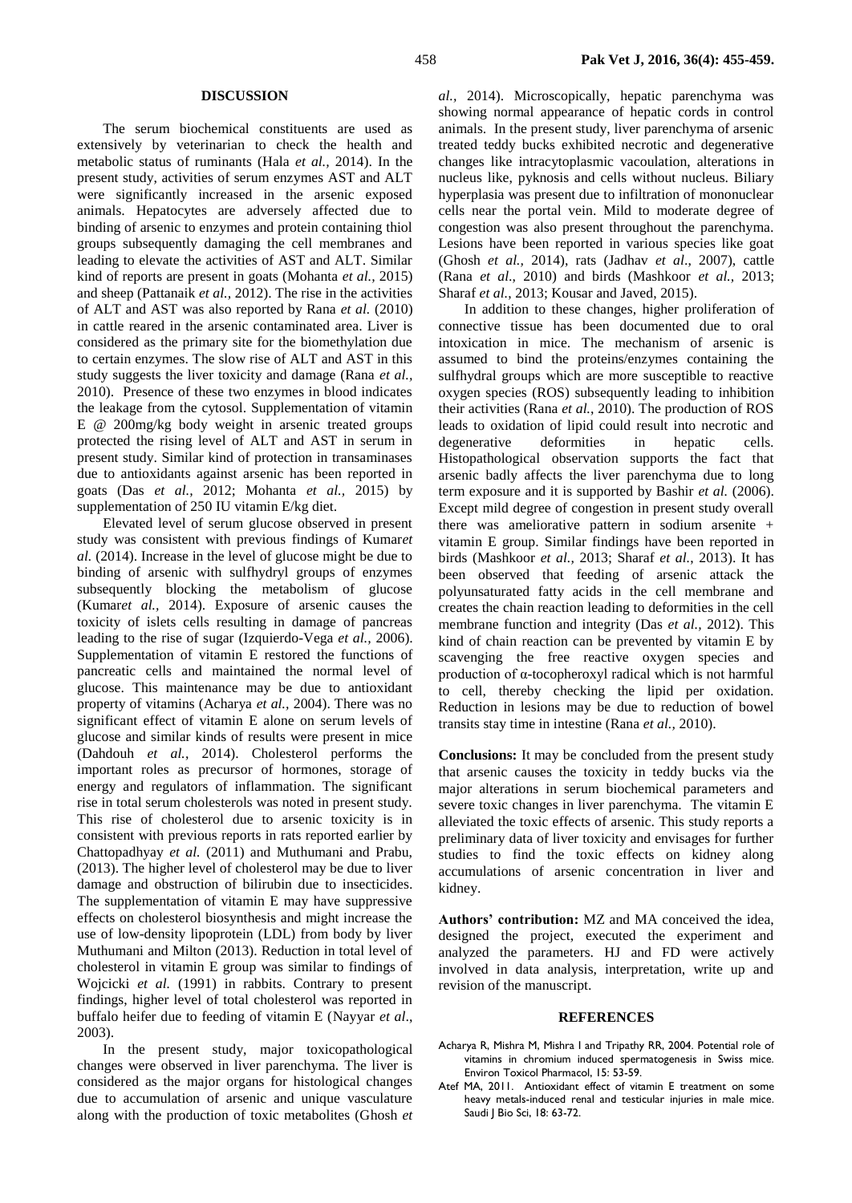## DISCUSSION

The serum biochemical constituents are used as extensively by veterinarian to check the health and metabolic status of ruminants (Hala *et al.,* 2014). In the present study, activities of serum enzymes AST and ALT were significantly increased in the arsenic exposed animals. Hepatocytes are adversely affected due to binding of arsenic to enzymes and protein containing thiol groups subsequently damaging the cell membranes and leading to elevate the activities of AST and ALT. Similar kind of reports are present in goats (Mohanta *et al.,* 2015) and sheep (Pattanaik *et al.,* 2012). The rise in the activities of ALT and AST was also reported by Rana *et al.* (2010) in cattle reared in the arsenic contaminated area. Liver is considered as the primary site for the biomethylation due to certain enzymes. The slow rise of ALT and AST in this study suggests the liver toxicity and damage (Rana *et al.,* 2010). Presence of these two enzymes in blood indicates the leakage from the cytosol. Supplementation of vitamin E @ 200mg/kg body weight in arsenic treated groups protected the rising level of ALT and AST in serum in present study. Similar kind of protection in transaminases due to antioxidants against arsenic has been reported in goats (Das *et al.,* 2012; Mohanta *et al.,* 2015) by supplementation of 250 IU vitamin E/kg diet.

Elevated level of serum glucose observed in present study was consistent with previous findings of Kumar*et al.* (2014). Increase in the level of glucose might be due to binding of arsenic with sulfhydryl groups of enzymes subsequently blocking the metabolism of glucose (Kumar*et al.,* 2014). Exposure of arsenic causes the toxicity of islets cells resulting in damage of pancreas leading to the rise of sugar (Izquierdo-Vega *et al.,* 2006). Supplementation of vitamin E restored the functions of pancreatic cells and maintained the normal level of glucose. This maintenance may be due to antioxidant property of vitamins (Acharya *et al.,* 2004). There was no significant effect of vitamin E alone on serum levels of glucose and similar kinds of results were present in mice (Dahdouh *et al.*, 2014). Cholesterol performs the important roles as precursor of hormones, storage of energy and regulators of inflammation. The significant rise in total serum cholesterols was noted in present study. This rise of cholesterol due to arsenic toxicity is in consistent with previous reports in rats reported earlier by Chattopadhyay *et al.* (2011) and Muthumani and Prabu, (2013). The higher level of cholesterol may be due to liver damage and obstruction of bilirubin due to insecticides. The supplementation of vitamin E may have suppressive effects on cholesterol biosynthesis and might increase the use of low-density lipoprotein (LDL) from body by liver Muthumani and Milton (2013). Reduction in total level of cholesterol in vitamin E group was similar to findings of Wojcicki *et al.* (1991) in rabbits. Contrary to present findings, higher level of total cholesterol was reported in buffalo heifer due to feeding of vitamin E (Nayyar *et al*., 2003).

In the present study, major toxicopathological changes were observed in liver parenchyma. The liver is considered as the major organs for histological changes due to accumulation of arsenic and unique vasculature along with the production of toxic metabolites (Ghosh *et al.,* 2014). Microscopically, hepatic parenchyma was showing normal appearance of hepatic cords in control animals. In the present study, liver parenchyma of arsenic treated teddy bucks exhibited necrotic and degenerative changes like intracytoplasmic vacoulation, alterations in nucleus like, pyknosis and cells without nucleus. Biliary hyperplasia was present due to infiltration of mononuclear cells near the portal vein. Mild to moderate degree of congestion was also present throughout the parenchyma. Lesions have been reported in various species like goat (Ghosh *et al.,* 2014), rats (Jadhav *et al*., 2007), cattle (Rana *et al*., 2010) and birds (Mashkoor *et al.*, 2013; Sharaf *et al.*, 2013; Kousar and Javed, 2015).

In addition to these changes, higher proliferation of connective tissue has been documented due to oral intoxication in mice. The mechanism of arsenic is assumed to bind the proteins/enzymes containing the sulfhydral groups which are more susceptible to reactive oxygen species (ROS) subsequently leading to inhibition their activities (Rana *et al.*, 2010). The production of ROS leads to oxidation of lipid could result into necrotic and degenerative deformities in hepatic cells. Histopathological observation supports the fact that arsenic badly affects the liver parenchyma due to long term exposure and it is supported by Bashir *et al.* (2006). Except mild degree of congestion in present study overall there was ameliorative pattern in sodium arsenite + vitamin E group. Similar findings have been reported in birds (Mashkoor *et al.*, 2013; Sharaf *et al.*, 2013). It has been observed that feeding of arsenic attack the polyunsaturated fatty acids in the cell membrane and creates the chain reaction leading to deformities in the cell membrane function and integrity (Das *et al.,* 2012). This kind of chain reaction can be prevented by vitamin E by scavenging the free reactive oxygen species and production of α-tocopheroxyl radical which is not harmful to cell, thereby checking the lipid per oxidation. Reduction in lesions may be due to reduction of bowel transits stay time in intestine (Rana *et al.,* 2010).

**Conclusions:** It may be concluded from the present study that arsenic causes the toxicity in teddy bucks via the major alterations in serum biochemical parameters and severe toxic changes in liver parenchyma. The vitamin E alleviated the toxic effects of arsenic. This study reports a preliminary data of liver toxicity and envisages for further studies to find the toxic effects on kidney along accumulations of arsenic concentration in liver and kidney.

**Authors' contribution:** MZ and MA conceived the idea, designed the project, executed the experiment and analyzed the parameters. HJ and FD were actively involved in data analysis, interpretation, write up and revision of the manuscript.

## REFERENCES

Acharya R, Mishra M, Mishra I and Tripathy RR, 2004. Potential role of vitamins in chromium induced spermatogenesis in Swiss mice. Environ Toxicol Pharmacol, 15: 53-59.

Atef MA, 2011. Antioxidant effect of vitamin E treatment on some heavy metals-induced renal and testicular injuries in male mice. Saudi J Bio Sci, 18: 63-72.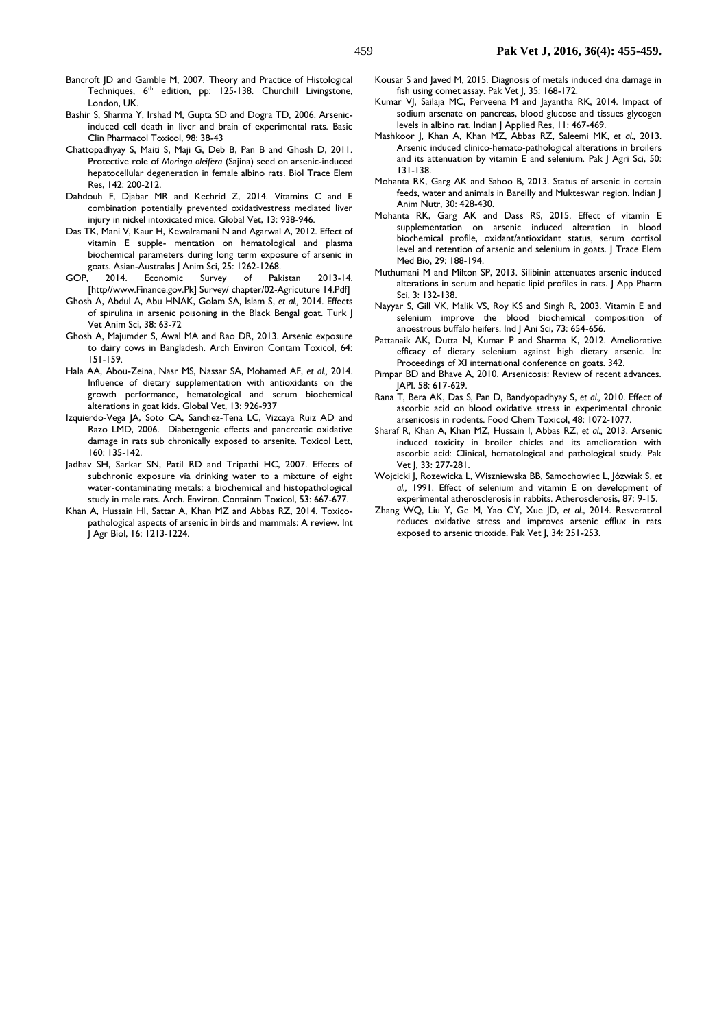Bancroft JD and Gamble M, 2007. Theory and Practice of Histological Techniques, 6th edition, pp: 125-138. Churchill Livingstone, London, UK.

Bashir S, Sharma Y, Irshad M, Gupta SD and Dogra TD, 2006. Arsenic-induced cell death in liver and brain of experimental rats. Basic Clin Pharmacol Toxicol, 98: 38-43

Chattopadhyay S, Maiti S, Maji G, Deb B, Pan B and Ghosh D, 2011. Protective role of *Moringa oleifera* (Sajina) seed on arsenic-induced hepatocellular degeneration in female albino rats. Biol Trace Elem Res, 142: 200-212.

Dahdouh F, Djabar MR and Kechrid Z, 2014. Vitamins C and E combination potentially prevented oxidativestress mediated liver injury in nickel intoxicated mice. Global Vet, 13: 938-946.

Das TK, Mani V, Kaur H, Kewalramani N and Agarwal A, 2012. Effect of vitamin E supple- mentation on hematological and plasma biochemical parameters during long term exposure of arsenic in goats. Asian-Australas J Anim Sci, 25: 1262-1268.

GOP, 2014. Economic Survey of Pakistan 2013-14. [http//www.Finance.gov.Pk] Survey/ chapter/02-Agricuture 14.Pdf]

Ghosh A, Abdul A, Abu HNAK, Golam SA, Islam S, *et al.,* 2014. Effects of spirulina in arsenic poisoning in the Black Bengal goat. Turk J Vet Anim Sci, 38: 63-72

Ghosh A, Majumder S, Awal MA and Rao DR, 2013. Arsenic exposure to dairy cows in Bangladesh. Arch Environ Contam Toxicol, 64: 151-159.

Hala AA, Abou-Zeina, Nasr MS, Nassar SA, Mohamed AF, *et al.,* 2014. Influence of dietary supplementation with antioxidants on the growth performance, hematological and serum biochemical alterations in goat kids. Global Vet, 13: 926-937

Izquierdo-Vega JA, Soto CA, Sanchez-Tena LC, Vizcaya Ruiz AD and Razo LMD, 2006. Diabetogenic effects and pancreatic oxidative damage in rats sub chronically exposed to arsenite. Toxicol Lett, 160: 135-142.

Jadhav SH, Sarkar SN, Patil RD and Tripathi HC, 2007. Effects of subchronic exposure via drinking water to a mixture of eight water-contaminating metals: a biochemical and histopathological study in male rats. Arch. Environ. Containm Toxicol, 53: 667-677.

Khan A, Hussain HI, Sattar A, Khan MZ and Abbas RZ, 2014. Toxico-pathological aspects of arsenic in birds and mammals: A review. Int J Agr Biol, 16: 1213-1224.

Kousar S and Javed M, 2015. Diagnosis of metals induced dna damage in fish using comet assay. Pak Vet J, 35: 168-172.

Kumar VJ, Sailaja MC, Perveena M and Jayantha RK, 2014. Impact of sodium arsenate on pancreas, blood glucose and tissues glycogen levels in albino rat. Indian J Applied Res, 11: 467-469.

Mashkoor J, Khan A, Khan MZ, Abbas RZ, Saleemi MK, *et al.,* 2013. Arsenic induced clinico-hemato-pathological alterations in broilers and its attenuation by vitamin E and selenium. Pak J Agri Sci, 50: 131-138.

Mohanta RK, Garg AK and Sahoo B, 2013. Status of arsenic in certain feeds, water and animals in Bareilly and Mukteswar region. Indian J Anim Nutr, 30: 428-430.

Mohanta RK, Garg AK and Dass RS, 2015. Effect of vitamin E supplementation on arsenic induced alteration in blood biochemical profile, oxidant/antioxidant status, serum cortisol level and retention of arsenic and selenium in goats. J Trace Elem Med Bio, 29: 188-194.

Muthumani M and Milton SP, 2013. Silibinin attenuates arsenic induced alterations in serum and hepatic lipid profiles in rats. J App Pharm Sci, 3: 132-138.

Nayyar S, Gill VK, Malik VS, Roy KS and Singh R, 2003. Vitamin E and selenium improve the blood biochemical composition of anoestrous buffalo heifers. Ind J Ani Sci, 73: 654-656.

Pattanaik AK, Dutta N, Kumar P and Sharma K, 2012. Ameliorative efficacy of dietary selenium against high dietary arsenic. In: Proceedings of XI international conference on goats. 342.

Pimpar BD and Bhave A, 2010. Arsenicosis: Review of recent advances. JAPI. 58: 617-629.

Rana T, Bera AK, Das S, Pan D, Bandyopadhyay S, *et al.,* 2010. Effect of ascorbic acid on blood oxidative stress in experimental chronic arsenicosis in rodents. Food Chem Toxicol, 48: 1072-1077.

Sharaf R, Khan A, Khan MZ, Hussain I, Abbas RZ, *et al.,* 2013. Arsenic induced toxicity in broiler chicks and its amelioration with ascorbic acid: Clinical, hematological and pathological study. Pak Vet J, 33: 277-281.

Wojcicki J, Rozewicka L, Wiszniewska BB, Samochowiec L, Józwiak S, *et al.,* 1991. Effect of selenium and vitamin E on development of experimental atherosclerosis in rabbits. Atherosclerosis, 87: 9-15.

Zhang WQ, Liu Y, Ge M, Yao CY, Xue JD, *et al*., 2014. Resveratrol reduces oxidative stress and improves arsenic efflux in rats exposed to arsenic trioxide. Pak Vet J, 34: 251-253.